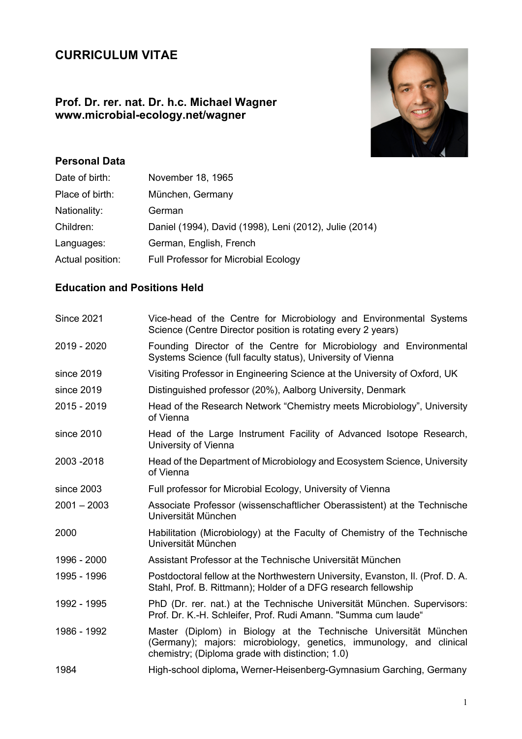# CURRICULUM VITAE

### Prof. Dr. rer. nat. Dr. h.c. Michael Wagner
### www.microbial-ecology.net/wagner

## Personal Data

| | |
|---|---|
| Date of birth: | November 18, 1965 |
| Place of birth: | München, Germany |
| Nationality: | German |
| Children: | Daniel (1994), David (1998), Leni (2012), Julie (2014) |
| Languages: | German, English, French |
| Actual position: | Full Professor for Microbial Ecology |

## Education and Positions Held

| | |
|---|---|
| Since 2021 | Vice-head of the Centre for Microbiology and Environmental Systems Science (Centre Director position is rotating every 2 years) |
| 2019 - 2020 | Founding Director of the Centre for Microbiology and Environmental Systems Science (full faculty status), University of Vienna |
| since 2019 | Visiting Professor in Engineering Science at the University of Oxford, UK |
| since 2019 | Distinguished professor (20%), Aalborg University, Denmark |
| 2015 - 2019 | Head of the Research Network "Chemistry meets Microbiology", University of Vienna |
| since 2010 | Head of the Large Instrument Facility of Advanced Isotope Research, University of Vienna |
| 2003 -2018 | Head of the Department of Microbiology and Ecosystem Science, University of Vienna |
| since 2003 | Full professor for Microbial Ecology, University of Vienna |
| 2001 – 2003 | Associate Professor (wissenschaftlicher Oberassistent) at the Technische Universität München |
| 2000 | Habilitation (Microbiology) at the Faculty of Chemistry of the Technische Universität München |
| 1996 - 2000 | Assistant Professor at the Technische Universität München |
| 1995 - 1996 | Postdoctoral fellow at the Northwestern University, Evanston, Il. (Prof. D. A. Stahl, Prof. B. Rittmann); Holder of a DFG research fellowship |
| 1992 - 1995 | PhD (Dr. rer. nat.) at the Technische Universität München. Supervisors: Prof. Dr. K.-H. Schleifer, Prof. Rudi Amann. "Summa cum laude" |
| 1986 - 1992 | Master (Diplom) in Biology at the Technische Universität München (Germany); majors: microbiology, genetics, immunology, and clinical chemistry; (Diploma grade with distinction; 1.0) |
| 1984 | High-school diploma**,** Werner-Heisenberg-Gymnasium Garching, Germany |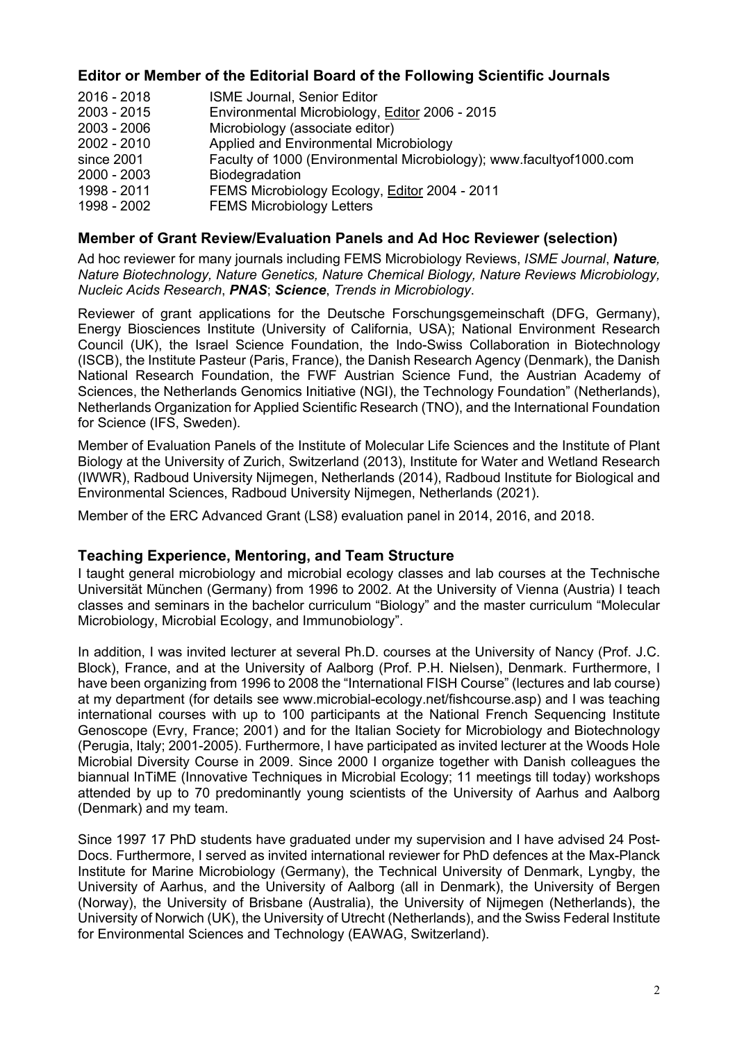## Editor or Member of the Editorial Board of the Following Scientific Journals

| | |
|---|---|
| 2016 - 2018 | ISME Journal, Senior Editor |
| 2003 - 2015 | Environmental Microbiology, Editor 2006 - 2015 |
| 2003 - 2006 | Microbiology (associate editor) |
| 2002 - 2010 | Applied and Environmental Microbiology |
| since 2001 | Faculty of 1000 (Environmental Microbiology); www.facultyof1000.com |
| 2000 - 2003 | Biodegradation |
| 1998 - 2011 | FEMS Microbiology Ecology, Editor 2004 - 2011 |
| 1998 - 2002 | FEMS Microbiology Letters |

## Member of Grant Review/Evaluation Panels and Ad Hoc Reviewer (selection)

Ad hoc reviewer for many journals including FEMS Microbiology Reviews, *ISME Journal*, ***Nature**, Nature Biotechnology, Nature Genetics, Nature Chemical Biology, Nature Reviews Microbiology, Nucleic Acids Research*, ***PNAS***; ***Science***, *Trends in Microbiology*.

Reviewer of grant applications for the Deutsche Forschungsgemeinschaft (DFG, Germany), Energy Biosciences Institute (University of California, USA); National Environment Research Council (UK), the Israel Science Foundation, the Indo-Swiss Collaboration in Biotechnology (ISCB), the Institute Pasteur (Paris, France), the Danish Research Agency (Denmark), the Danish National Research Foundation, the FWF Austrian Science Fund, the Austrian Academy of Sciences, the Netherlands Genomics Initiative (NGI), the Technology Foundation" (Netherlands), Netherlands Organization for Applied Scientific Research (TNO), and the International Foundation for Science (IFS, Sweden).

Member of Evaluation Panels of the Institute of Molecular Life Sciences and the Institute of Plant Biology at the University of Zurich, Switzerland (2013), Institute for Water and Wetland Research (IWWR), Radboud University Nijmegen, Netherlands (2014), Radboud Institute for Biological and Environmental Sciences, Radboud University Nijmegen, Netherlands (2021).

Member of the ERC Advanced Grant (LS8) evaluation panel in 2014, 2016, and 2018.

## Teaching Experience, Mentoring, and Team Structure

I taught general microbiology and microbial ecology classes and lab courses at the Technische Universität München (Germany) from 1996 to 2002. At the University of Vienna (Austria) I teach classes and seminars in the bachelor curriculum "Biology" and the master curriculum "Molecular Microbiology, Microbial Ecology, and Immunobiology".

In addition, I was invited lecturer at several Ph.D. courses at the University of Nancy (Prof. J.C. Block), France, and at the University of Aalborg (Prof. P.H. Nielsen), Denmark. Furthermore, I have been organizing from 1996 to 2008 the "International FISH Course" (lectures and lab course) at my department (for details see www.microbial-ecology.net/fishcourse.asp) and I was teaching international courses with up to 100 participants at the National French Sequencing Institute Genoscope (Evry, France; 2001) and for the Italian Society for Microbiology and Biotechnology (Perugia, Italy; 2001-2005). Furthermore, I have participated as invited lecturer at the Woods Hole Microbial Diversity Course in 2009. Since 2000 I organize together with Danish colleagues the biannual InTiME (Innovative Techniques in Microbial Ecology; 11 meetings till today) workshops attended by up to 70 predominantly young scientists of the University of Aarhus and Aalborg (Denmark) and my team.

Since 1997 17 PhD students have graduated under my supervision and I have advised 24 Post-Docs. Furthermore, I served as invited international reviewer for PhD defences at the Max-Planck Institute for Marine Microbiology (Germany), the Technical University of Denmark, Lyngby, the University of Aarhus, and the University of Aalborg (all in Denmark), the University of Bergen (Norway), the University of Brisbane (Australia), the University of Nijmegen (Netherlands), the University of Norwich (UK), the University of Utrecht (Netherlands), and the Swiss Federal Institute for Environmental Sciences and Technology (EAWAG, Switzerland).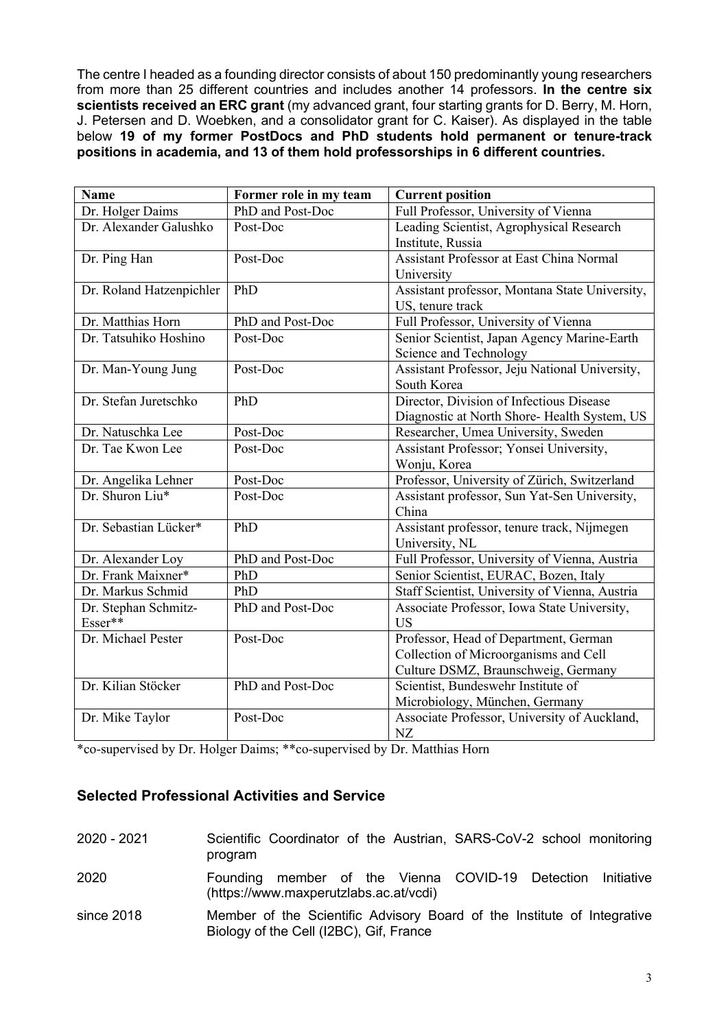The centre I headed as a founding director consists of about 150 predominantly young researchers from more than 25 different countries and includes another 14 professors. **In the centre six scientists received an ERC grant** (my advanced grant, four starting grants for D. Berry, M. Horn, J. Petersen and D. Woebken, and a consolidator grant for C. Kaiser). As displayed in the table below **19 of my former PostDocs and PhD students hold permanent or tenure-track positions in academia, and 13 of them hold professorships in 6 different countries.**

| Name | Former role in my team | Current position |
| --- | --- | --- |
| Dr. Holger Daims | PhD and Post-Doc | Full Professor, University of Vienna |
| Dr. Alexander Galushko | Post-Doc | Leading Scientist, Agrophysical Research Institute, Russia |
| Dr. Ping Han | Post-Doc | Assistant Professor at East China Normal University |
| Dr. Roland Hatzenpichler | PhD | Assistant professor, Montana State University, US, tenure track |
| Dr. Matthias Horn | PhD and Post-Doc | Full Professor, University of Vienna |
| Dr. Tatsuhiko Hoshino | Post-Doc | Senior Scientist, Japan Agency Marine-Earth Science and Technology |
| Dr. Man-Young Jung | Post-Doc | Assistant Professor, Jeju National University, South Korea |
| Dr. Stefan Juretschko | PhD | Director, Division of Infectious Disease Diagnostic at North Shore- Health System, US |
| Dr. Natuschka Lee | Post-Doc | Researcher, Umea University, Sweden |
| Dr. Tae Kwon Lee | Post-Doc | Assistant Professor; Yonsei University, Wonju, Korea |
| Dr. Angelika Lehner | Post-Doc | Professor, University of Zürich, Switzerland |
| Dr. Shuron Liu* | Post-Doc | Assistant professor, Sun Yat-Sen University, China |
| Dr. Sebastian Lücker* | PhD | Assistant professor, tenure track, Nijmegen University, NL |
| Dr. Alexander Loy | PhD and Post-Doc | Full Professor, University of Vienna, Austria |
| Dr. Frank Maixner* | PhD | Senior Scientist, EURAC, Bozen, Italy |
| Dr. Markus Schmid | PhD | Staff Scientist, University of Vienna, Austria |
| Dr. Stephan Schmitz-Esser** | PhD and Post-Doc | Associate Professor, Iowa State University, US |
| Dr. Michael Pester | Post-Doc | Professor, Head of Department, German Collection of Microorganisms and Cell Culture DSMZ, Braunschweig, Germany |
| Dr. Kilian Stöcker | PhD and Post-Doc | Scientist, Bundeswehr Institute of Microbiology, München, Germany |
| Dr. Mike Taylor | Post-Doc | Associate Professor, University of Auckland, NZ |

*co-supervised by Dr. Holger Daims; **co-supervised by Dr. Matthias Horn

## Selected Professional Activities and Service

2020 - 2021 Scientific Coordinator of the Austrian, SARS-CoV-2 school monitoring program

2020 Founding member of the Vienna COVID-19 Detection Initiative (https://www.maxperutzlabs.ac.at/vcdi)

since 2018 Member of the Scientific Advisory Board of the Institute of Integrative Biology of the Cell (I2BC), Gif, France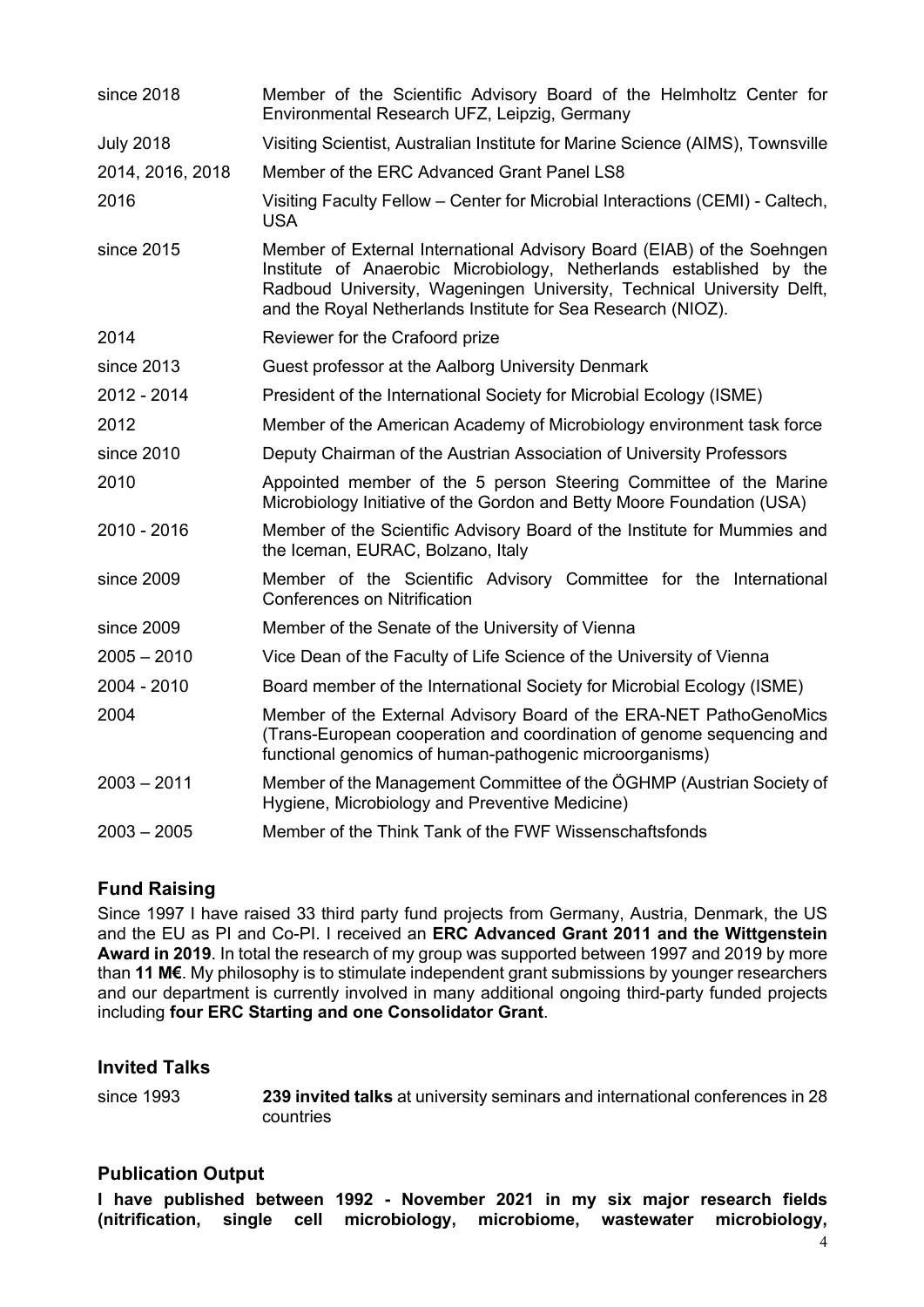| | |
|---|---|
| since 2018 | Member of the Scientific Advisory Board of the Helmholtz Center for Environmental Research UFZ, Leipzig, Germany |
| July 2018 | Visiting Scientist, Australian Institute for Marine Science (AIMS), Townsville |
| 2014, 2016, 2018 | Member of the ERC Advanced Grant Panel LS8 |
| 2016 | Visiting Faculty Fellow – Center for Microbial Interactions (CEMI) - Caltech, USA |
| since 2015 | Member of External International Advisory Board (EIAB) of the Soehngen Institute of Anaerobic Microbiology, Netherlands established by the Radboud University, Wageningen University, Technical University Delft, and the Royal Netherlands Institute for Sea Research (NIOZ). |
| 2014 | Reviewer for the Crafoord prize |
| since 2013 | Guest professor at the Aalborg University Denmark |
| 2012 - 2014 | President of the International Society for Microbial Ecology (ISME) |
| 2012 | Member of the American Academy of Microbiology environment task force |
| since 2010 | Deputy Chairman of the Austrian Association of University Professors |
| 2010 | Appointed member of the 5 person Steering Committee of the Marine Microbiology Initiative of the Gordon and Betty Moore Foundation (USA) |
| 2010 - 2016 | Member of the Scientific Advisory Board of the Institute for Mummies and the Iceman, EURAC, Bolzano, Italy |
| since 2009 | Member of the Scientific Advisory Committee for the International Conferences on Nitrification |
| since 2009 | Member of the Senate of the University of Vienna |
| 2005 – 2010 | Vice Dean of the Faculty of Life Science of the University of Vienna |
| 2004 - 2010 | Board member of the International Society for Microbial Ecology (ISME) |
| 2004 | Member of the External Advisory Board of the ERA-NET PathoGenoMics (Trans-European cooperation and coordination of genome sequencing and functional genomics of human-pathogenic microorganisms) |
| 2003 – 2011 | Member of the Management Committee of the ÖGHMP (Austrian Society of Hygiene, Microbiology and Preventive Medicine) |
| 2003 – 2005 | Member of the Think Tank of the FWF Wissenschaftsfonds |

## Fund Raising

Since 1997 I have raised 33 third party fund projects from Germany, Austria, Denmark, the US and the EU as PI and Co-PI. I received an **ERC Advanced Grant 2011 and the Wittgenstein Award in 2019**. In total the research of my group was supported between 1997 and 2019 by more than **11 M€**. My philosophy is to stimulate independent grant submissions by younger researchers and our department is currently involved in many additional ongoing third-party funded projects including **four ERC Starting and one Consolidator Grant**.

## Invited Talks

| | |
|---|---|
| since 1993 | **239 invited talks** at university seminars and international conferences in 28 countries |

## Publication Output

**I have published between 1992 - November 2021 in my six major research fields (nitrification, single cell microbiology, microbiome, wastewater microbiology,**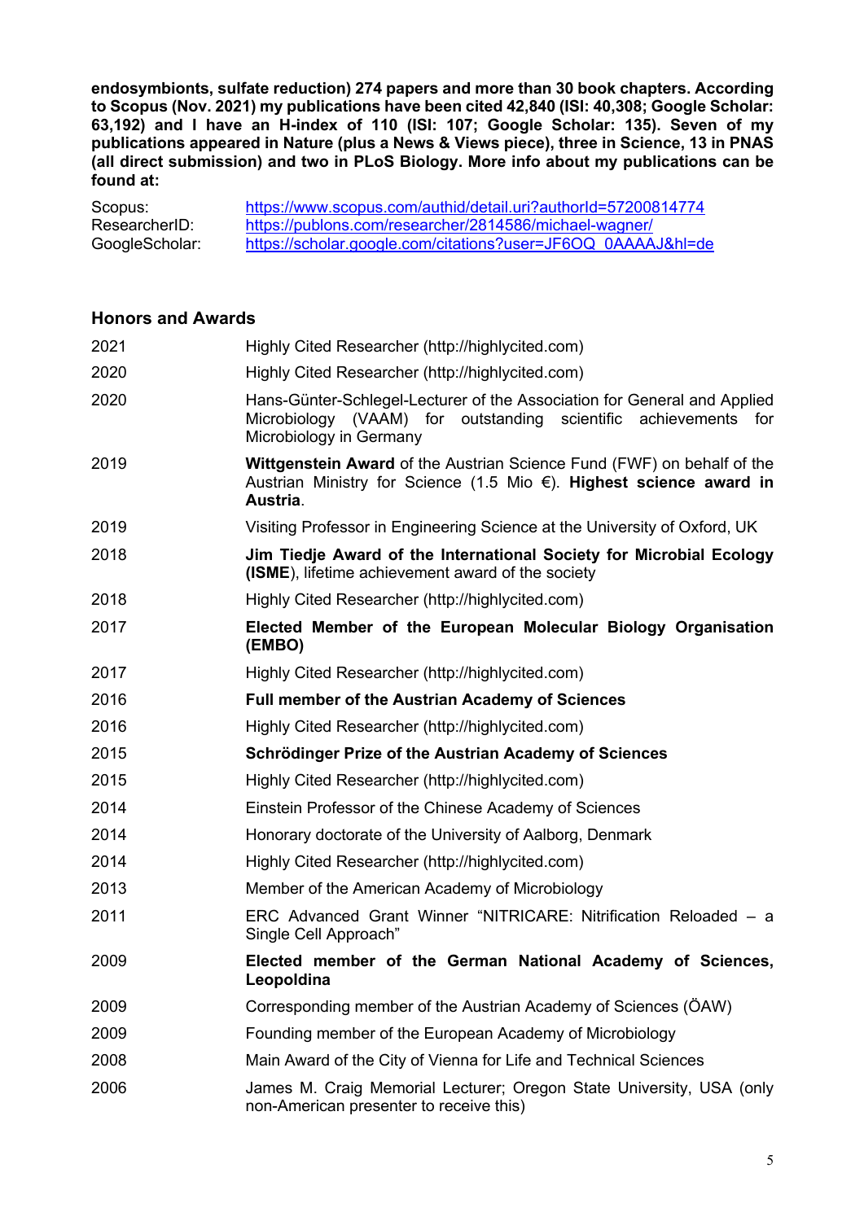**endosymbionts, sulfate reduction) 274 papers and more than 30 book chapters. According to Scopus (Nov. 2021) my publications have been cited 42,840 (ISI: 40,308; Google Scholar: 63,192) and I have an H-index of 110 (ISI: 107; Google Scholar: 135). Seven of my publications appeared in Nature (plus a News & Views piece), three in Science, 13 in PNAS (all direct submission) and two in PLoS Biology. More info about my publications can be found at:**

| | |
|---|---|
| Scopus: | https://www.scopus.com/authid/detail.uri?authorId=57200814774 |
| ResearcherID: | https://publons.com/researcher/2814586/michael-wagner/ |
| GoogleScholar: | https://scholar.google.com/citations?user=JF6OQ_0AAAAJ&hl=de |

## Honors and Awards

| | |
|---|---|
| 2021 | Highly Cited Researcher (http://highlycited.com) |
| 2020 | Highly Cited Researcher (http://highlycited.com) |
| 2020 | Hans-Günter-Schlegel-Lecturer of the Association for General and Applied Microbiology (VAAM) for outstanding scientific achievements for Microbiology in Germany |
| 2019 | **Wittgenstein Award** of the Austrian Science Fund (FWF) on behalf of the Austrian Ministry for Science (1.5 Mio €). **Highest science award in Austria**. |
| 2019 | Visiting Professor in Engineering Science at the University of Oxford, UK |
| 2018 | **Jim Tiedje Award of the International Society for Microbial Ecology (ISME)**, lifetime achievement award of the society |
| 2018 | Highly Cited Researcher (http://highlycited.com) |
| 2017 | **Elected Member of the European Molecular Biology Organisation (EMBO)** |
| 2017 | Highly Cited Researcher (http://highlycited.com) |
| 2016 | **Full member of the Austrian Academy of Sciences** |
| 2016 | Highly Cited Researcher (http://highlycited.com) |
| 2015 | **Schrödinger Prize of the Austrian Academy of Sciences** |
| 2015 | Highly Cited Researcher (http://highlycited.com) |
| 2014 | Einstein Professor of the Chinese Academy of Sciences |
| 2014 | Honorary doctorate of the University of Aalborg, Denmark |
| 2014 | Highly Cited Researcher (http://highlycited.com) |
| 2013 | Member of the American Academy of Microbiology |
| 2011 | ERC Advanced Grant Winner "NITRICARE: Nitrification Reloaded – a Single Cell Approach" |
| 2009 | **Elected member of the German National Academy of Sciences, Leopoldina** |
| 2009 | Corresponding member of the Austrian Academy of Sciences (ÖAW) |
| 2009 | Founding member of the European Academy of Microbiology |
| 2008 | Main Award of the City of Vienna for Life and Technical Sciences |
| 2006 | James M. Craig Memorial Lecturer; Oregon State University, USA (only non-American presenter to receive this) |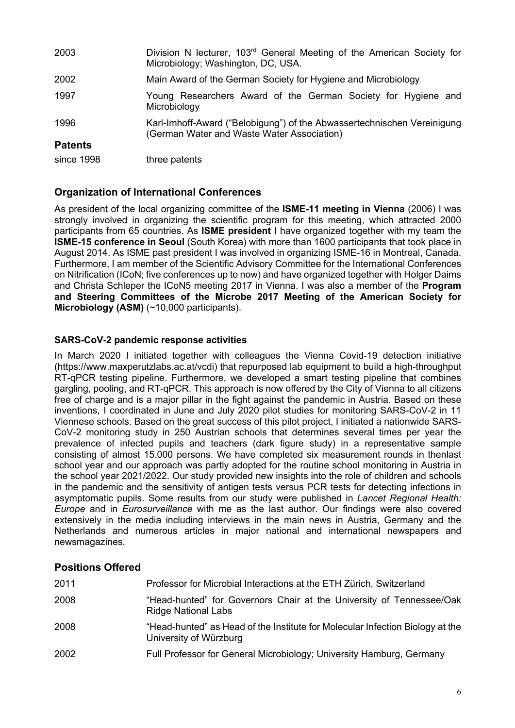| | |
|---|---|
| 2003 | Division N lecturer, 103rd General Meeting of the American Society for Microbiology; Washington, DC, USA. |
| 2002 | Main Award of the German Society for Hygiene and Microbiology |
| 1997 | Young Researchers Award of the German Society for Hygiene and Microbiology |
| 1996 | Karl-Imhoff-Award ("Belobigung") of the Abwassertechnischen Vereinigung (German Water and Waste Water Association) |

### Patents

| | |
|---|---|
| since 1998 | three patents |

## Organization of International Conferences

As president of the local organizing committee of the **ISME-11 meeting in Vienna** (2006) I was strongly involved in organizing the scientific program for this meeting, which attracted 2000 participants from 65 countries. As **ISME president** I have organized together with my team the **ISME-15 conference in Seoul** (South Korea) with more than 1600 participants that took place in August 2014. As ISME past president I was involved in organizing ISME-16 in Montreal, Canada. Furthermore, I am member of the Scientific Advisory Committee for the International Conferences on Nitrification (ICoN; five conferences up to now) and have organized together with Holger Daims and Christa Schleper the ICoN5 meeting 2017 in Vienna. I was also a member of the **Program and Steering Committees of the Microbe 2017 Meeting of the American Society for Microbiology (ASM)** (~10,000 participants).

### SARS-CoV-2 pandemic response activities

In March 2020 I initiated together with colleagues the Vienna Covid-19 detection initiative (https://www.maxperutzlabs.ac.at/vcdi) that repurposed lab equipment to build a high-throughput RT-qPCR testing pipeline. Furthermore, we developed a smart testing pipeline that combines gargling, pooling, and RT-qPCR. This approach is now offered by the City of Vienna to all citizens free of charge and is a major pillar in the fight against the pandemic in Austria. Based on these inventions, I coordinated in June and July 2020 pilot studies for monitoring SARS-CoV-2 in 11 Viennese schools. Based on the great success of this pilot project, I initiated a nationwide SARS-CoV-2 monitoring study in 250 Austrian schools that determines several times per year the prevalence of infected pupils and teachers (dark figure study) in a representative sample consisting of almost 15.000 persons. We have completed six measurement rounds in thenlast school year and our approach was partly adopted for the routine school monitoring in Austria in the school year 2021/2022. Our study provided new insights into the role of children and schools in the pandemic and the sensitivity of antigen tests versus PCR tests for detecting infections in asymptomatic pupils. Some results from our study were published in *Lancet Regional Health: Europe* and in *Eurosurveillance* with me as the last author. Our findings were also covered extensively in the media including interviews in the main news in Austria, Germany and the Netherlands and numerous articles in major national and international newspapers and newsmagazines.

## Positions Offered

| | |
|---|---|
| 2011 | Professor for Microbial Interactions at the ETH Zürich, Switzerland |
| 2008 | "Head-hunted" for Governors Chair at the University of Tennessee/Oak Ridge National Labs |
| 2008 | "Head-hunted" as Head of the Institute for Molecular Infection Biology at the University of Würzburg |
| 2002 | Full Professor for General Microbiology; University Hamburg, Germany |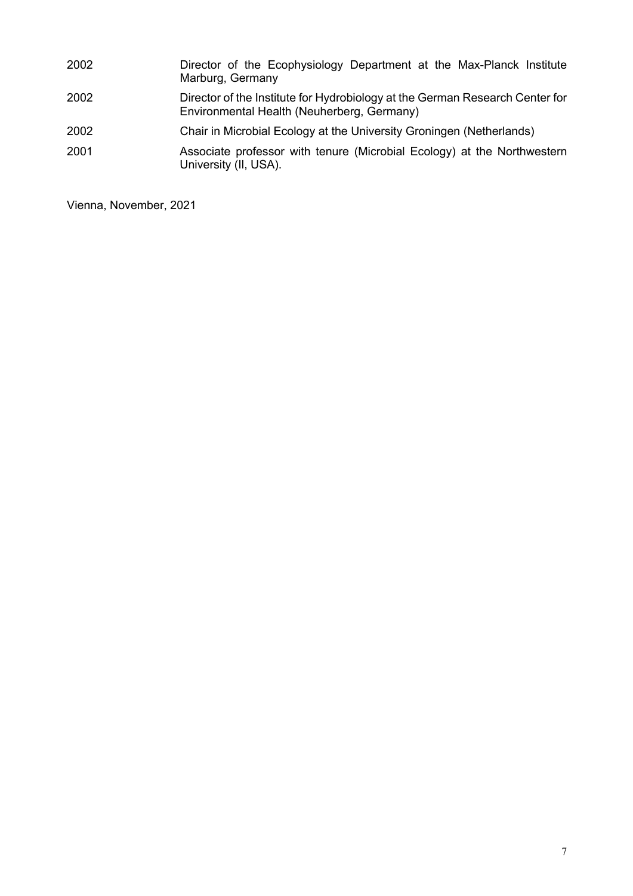| | |
|---|---|
| 2002 | Director of the Ecophysiology Department at the Max-Planck Institute Marburg, Germany |
| 2002 | Director of the Institute for Hydrobiology at the German Research Center for Environmental Health (Neuherberg, Germany) |
| 2002 | Chair in Microbial Ecology at the University Groningen (Netherlands) |
| 2001 | Associate professor with tenure (Microbial Ecology) at the Northwestern University (Il, USA). |

Vienna, November, 2021